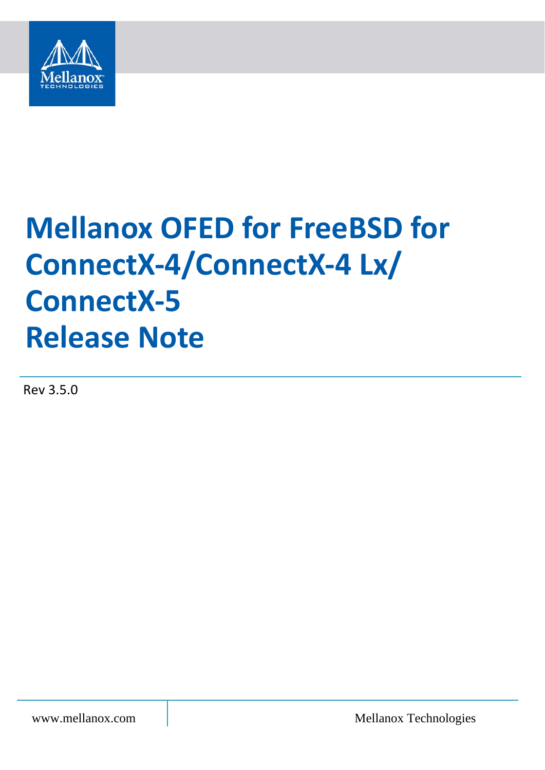# Mellanox OFED for FreeBSD for ConnectX-4/ConnectX-4 Lx/ ConnectX-5 Release Note

Rev 3.5.0

www.mellanox.com

Mellanox Technologies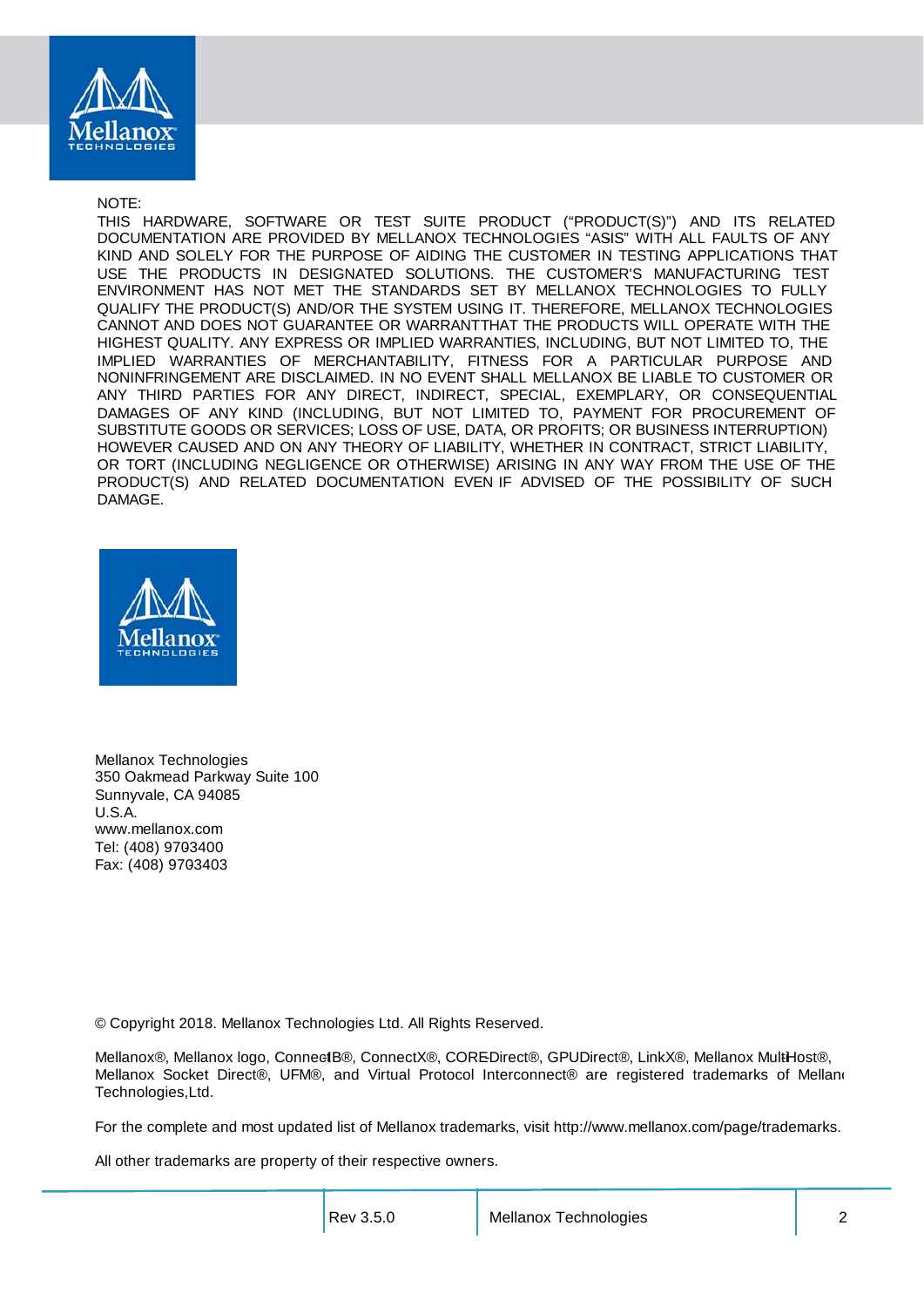NOTE:
THIS HARDWARE, SOFTWARE OR TEST SUITE PRODUCT ("PRODUCT(S)") AND ITS RELATED DOCUMENTATION ARE PROVIDED BY MELLANOX TECHNOLOGIES "ASIS" WITH ALL FAULTS OF ANY KIND AND SOLELY FOR THE PURPOSE OF AIDING THE CUSTOMER IN TESTING APPLICATIONS THAT USE THE PRODUCTS IN DESIGNATED SOLUTIONS. THE CUSTOMER'S MANUFACTURING TEST ENVIRONMENT HAS NOT MET THE STANDARDS SET BY MELLANOX TECHNOLOGIES TO FULLY QUALIFY THE PRODUCT(S) AND/OR THE SYSTEM USING IT. THEREFORE, MELLANOX TECHNOLOGIES CANNOT AND DOES NOT GUARANTEE OR WARRANTTHAT THE PRODUCTS WILL OPERATE WITH THE HIGHEST QUALITY. ANY EXPRESS OR IMPLIED WARRANTIES, INCLUDING, BUT NOT LIMITED TO, THE IMPLIED WARRANTIES OF MERCHANTABILITY, FITNESS FOR A PARTICULAR PURPOSE AND NONINFRINGEMENT ARE DISCLAIMED. IN NO EVENT SHALL MELLANOX BE LIABLE TO CUSTOMER OR ANY THIRD PARTIES FOR ANY DIRECT, INDIRECT, SPECIAL, EXEMPLARY, OR CONSEQUENTIAL DAMAGES OF ANY KIND (INCLUDING, BUT NOT LIMITED TO, PAYMENT FOR PROCUREMENT OF SUBSTITUTE GOODS OR SERVICES; LOSS OF USE, DATA, OR PROFITS; OR BUSINESS INTERRUPTION) HOWEVER CAUSED AND ON ANY THEORY OF LIABILITY, WHETHER IN CONTRACT, STRICT LIABILITY, OR TORT (INCLUDING NEGLIGENCE OR OTHERWISE) ARISING IN ANY WAY FROM THE USE OF THE PRODUCT(S) AND RELATED DOCUMENTATION EVEN IF ADVISED OF THE POSSIBILITY OF SUCH DAMAGE.

Mellanox Technologies
350 Oakmead Parkway Suite 100
Sunnyvale, CA 94085
U.S.A.
www.mellanox.com
Tel: (408) 9703400
Fax: (408) 9703403

© Copyright 2018. Mellanox Technologies Ltd. All Rights Reserved.

Mellanox®, Mellanox logo, ConnectIB®, ConnectX®, COREDirect®, GPUDirect®, LinkX®, Mellanox MultiHost®, Mellanox Socket Direct®, UFM®, and Virtual Protocol Interconnect® are registered trademarks of Mellanox Technologies,Ltd.

For the complete and most updated list of Mellanox trademarks, visit http://www.mellanox.com/page/trademarks.

All other trademarks are property of their respective owners.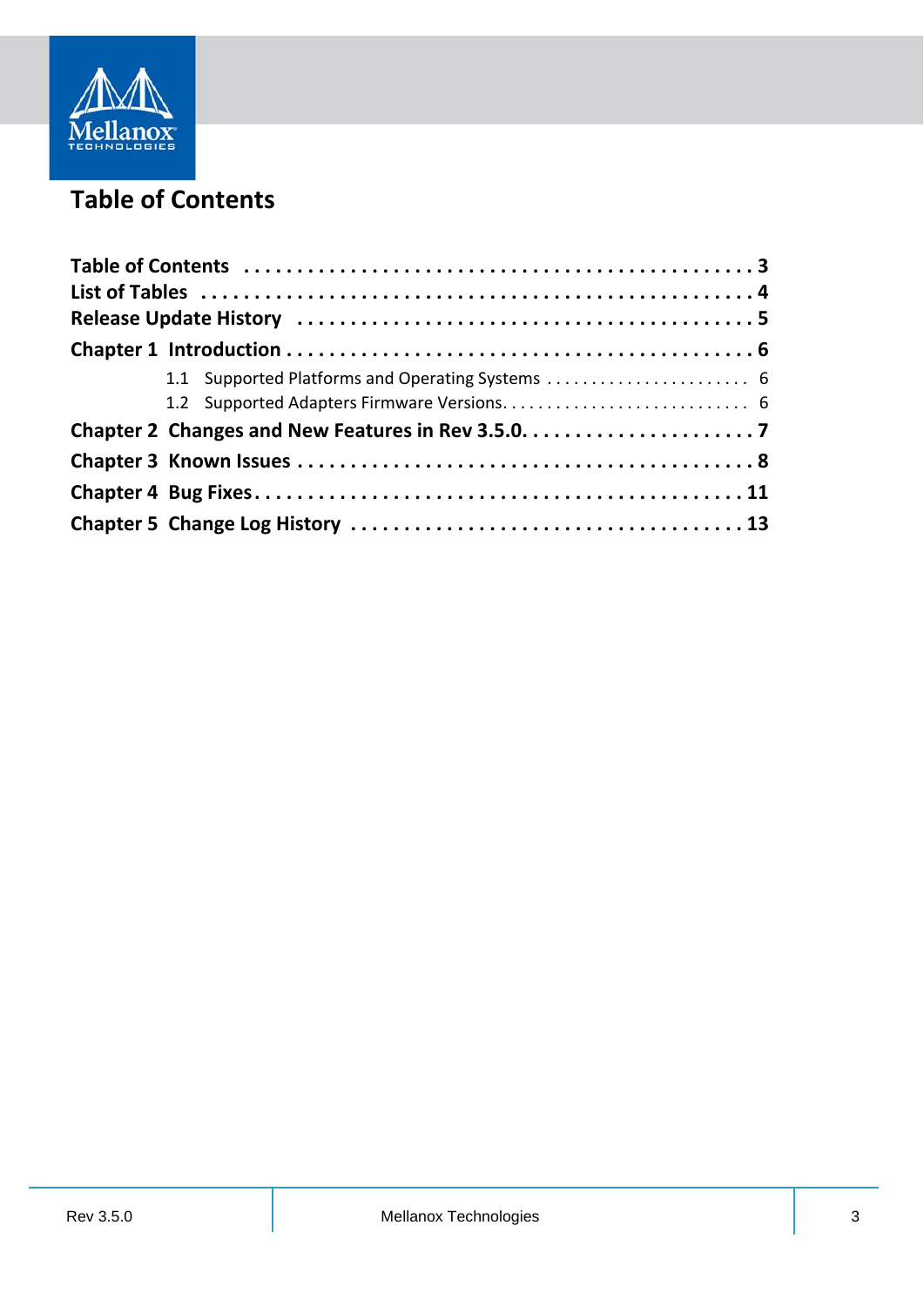# Table of Contents

**Table of Contents** . . . . . . . . . . . . . . . . . . . . . . . . . . . . . . . . . . . . . . . . . . . . . **3**
**List of Tables** . . . . . . . . . . . . . . . . . . . . . . . . . . . . . . . . . . . . . . . . . . . . . . . . . **4**
**Release Update History** . . . . . . . . . . . . . . . . . . . . . . . . . . . . . . . . . . . . . . . . . **5**
**Chapter 1 Introduction** . . . . . . . . . . . . . . . . . . . . . . . . . . . . . . . . . . . . . . . . . . **6**

- 1.1 Supported Platforms and Operating Systems . . . . . . . . . . . . . . . . . . . . . . . 6
- 1.2 Supported Adapters Firmware Versions. . . . . . . . . . . . . . . . . . . . . . . . . . . . 6

**Chapter 2 Changes and New Features in Rev 3.5.0.** . . . . . . . . . . . . . . . . . . . . . . **7**
**Chapter 3 Known Issues** . . . . . . . . . . . . . . . . . . . . . . . . . . . . . . . . . . . . . . . . . . **8**
**Chapter 4 Bug Fixes** . . . . . . . . . . . . . . . . . . . . . . . . . . . . . . . . . . . . . . . . . . . . . **11**
**Chapter 5 Change Log History** . . . . . . . . . . . . . . . . . . . . . . . . . . . . . . . . . . . . **13**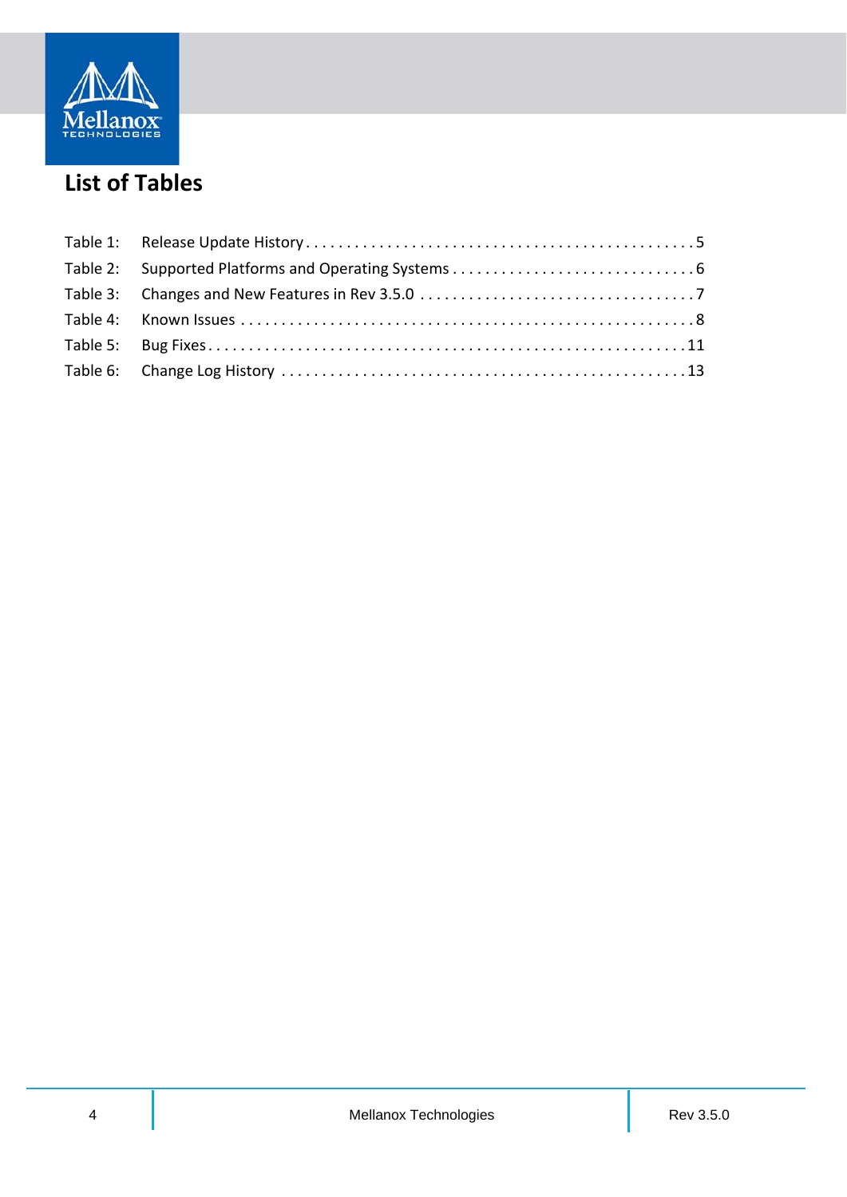# List of Tables

Table 1: Release Update History . . . . . . . . . . . . . . . . . . . . . . . . . . . . . . . . . . . . . . . . . . . . . . . 5
Table 2: Supported Platforms and Operating Systems . . . . . . . . . . . . . . . . . . . . . . . . . . . . . 6
Table 3: Changes and New Features in Rev 3.5.0 . . . . . . . . . . . . . . . . . . . . . . . . . . . . . . . . 7
Table 4: Known Issues . . . . . . . . . . . . . . . . . . . . . . . . . . . . . . . . . . . . . . . . . . . . . . . . . . . . . 8
Table 5: Bug Fixes . . . . . . . . . . . . . . . . . . . . . . . . . . . . . . . . . . . . . . . . . . . . . . . . . . . . . . . 11
Table 6: Change Log History . . . . . . . . . . . . . . . . . . . . . . . . . . . . . . . . . . . . . . . . . . . . . . . . 13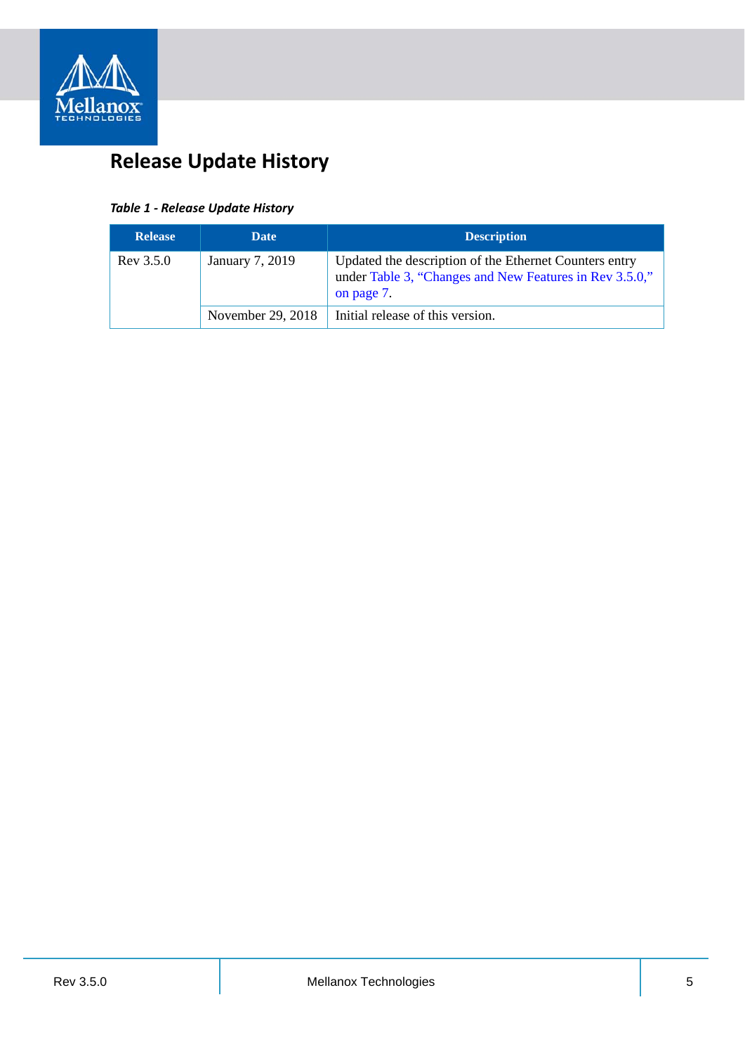# Release Update History

*Table 1 - Release Update History*

| Release | Date | Description |
|---|---|---|
| Rev 3.5.0 | January 7, 2019 | Updated the description of the Ethernet Counters entry under Table 3, “Changes and New Features in Rev 3.5.0,” on page 7. |
| | November 29, 2018 | Initial release of this version. |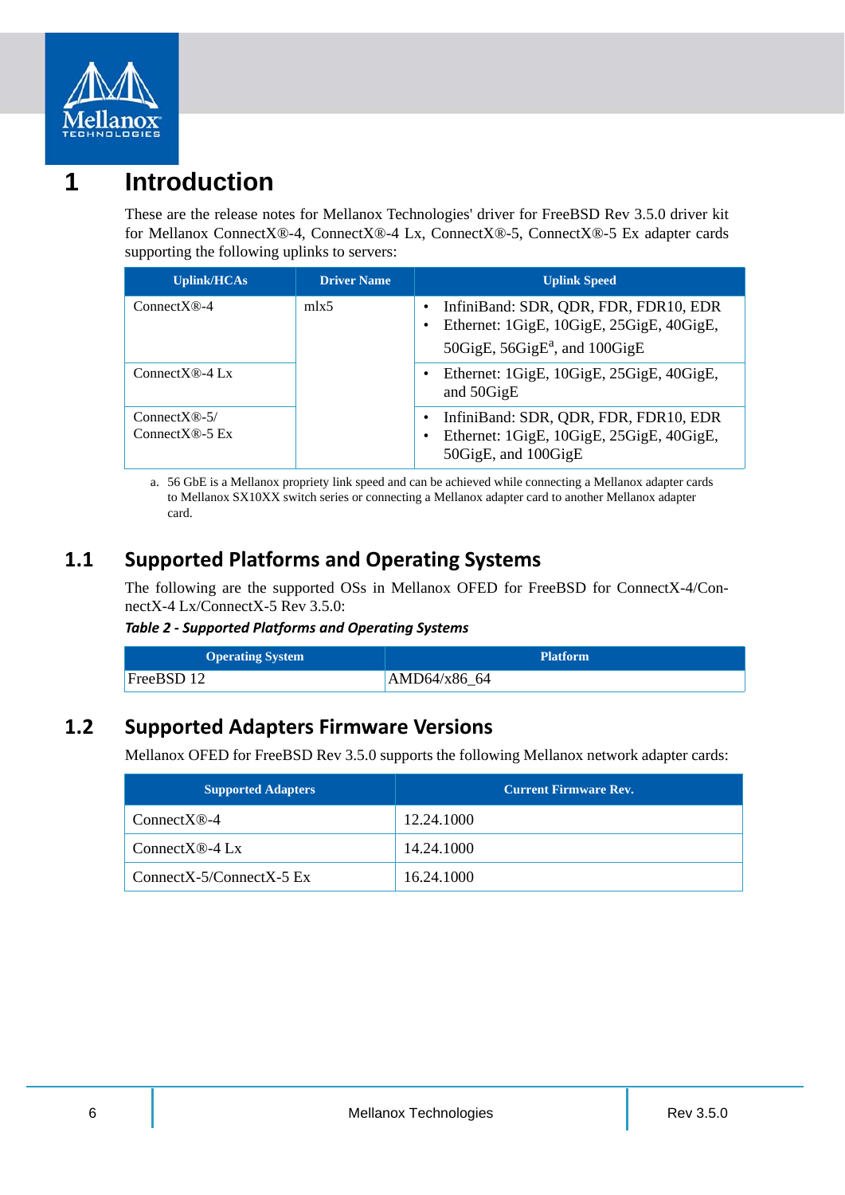# 1 Introduction

These are the release notes for Mellanox Technologies' driver for FreeBSD Rev 3.5.0 driver kit for Mellanox ConnectX®-4, ConnectX®-4 Lx, ConnectX®-5, ConnectX®-5 Ex adapter cards supporting the following uplinks to servers:

| Uplink/HCAs | Driver Name | Uplink Speed |
|---|---|---|
| ConnectX®-4 | mlx5 | • InfiniBand: SDR, QDR, FDR, FDR10, EDR<br>• Ethernet: 1GigE, 10GigE, 25GigE, 40GigE, 50GigE, 56GigE[a], and 100GigE |
| ConnectX®-4 Lx | | • Ethernet: 1GigE, 10GigE, 25GigE, 40GigE, and 50GigE |
| ConnectX®-5/ ConnectX®-5 Ex | | • InfiniBand: SDR, QDR, FDR, FDR10, EDR<br>• Ethernet: 1GigE, 10GigE, 25GigE, 40GigE, 50GigE, and 100GigE |

a. 56 GbE is a Mellanox propriety link speed and can be achieved while connecting a Mellanox adapter cards to Mellanox SX10XX switch series or connecting a Mellanox adapter card to another Mellanox adapter card.

## 1.1 Supported Platforms and Operating Systems

The following are the supported OSs in Mellanox OFED for FreeBSD for ConnectX-4/ConnectX-4 Lx/ConnectX-5 Rev 3.5.0:

***Table 2 - Supported Platforms and Operating Systems***

| Operating System | Platform |
|---|---|
| FreeBSD 12 | AMD64/x86_64 |

## 1.2 Supported Adapters Firmware Versions

Mellanox OFED for FreeBSD Rev 3.5.0 supports the following Mellanox network adapter cards:

| Supported Adapters | Current Firmware Rev. |
|---|---|
| ConnectX®-4 | 12.24.1000 |
| ConnectX®-4 Lx | 14.24.1000 |
| ConnectX-5/ConnectX-5 Ex | 16.24.1000 |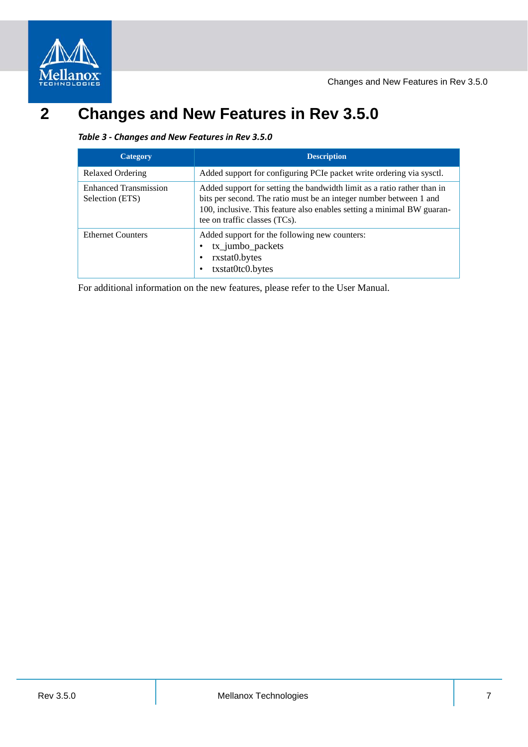# 2 Changes and New Features in Rev 3.5.0

*Table 3 - Changes and New Features in Rev 3.5.0*

| Category | Description |
|---|---|
| Relaxed Ordering | Added support for configuring PCIe packet write ordering via sysctl. |
| Enhanced Transmission Selection (ETS) | Added support for setting the bandwidth limit as a ratio rather than in bits per second. The ratio must be an integer number between 1 and 100, inclusive. This feature also enables setting a minimal BW guarantee on traffic classes (TCs). |
| Ethernet Counters | Added support for the following new counters:<br>• tx_jumbo_packets<br>• rxstat0.bytes<br>• txstat0tc0.bytes |

For additional information on the new features, please refer to the User Manual.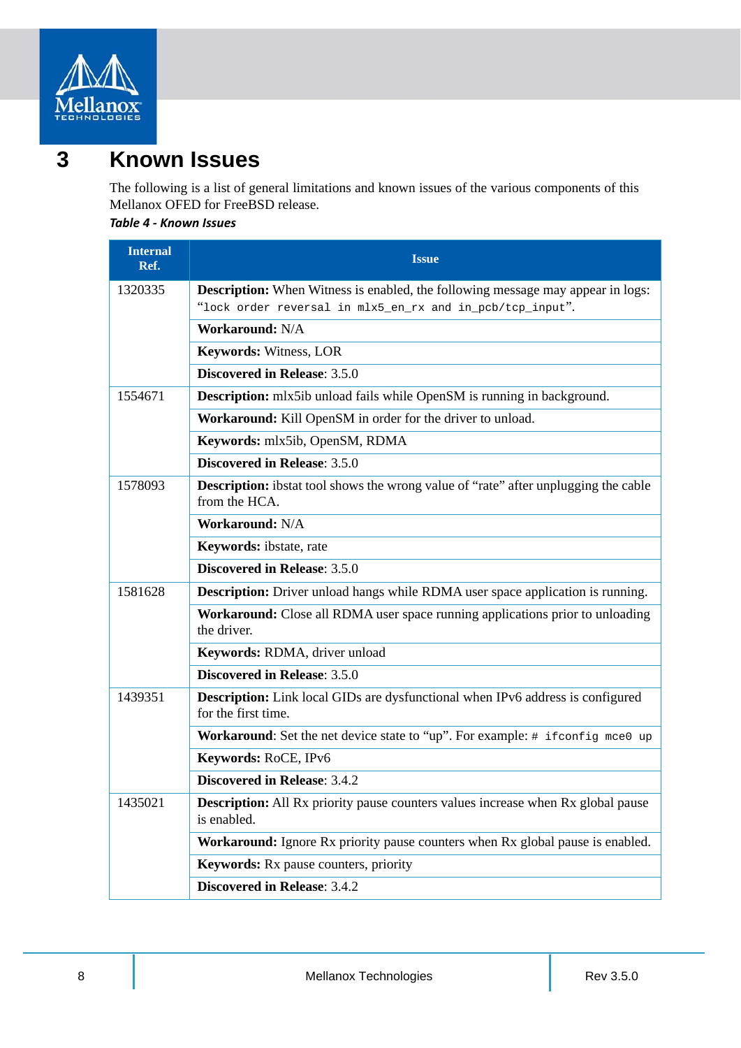# 3 Known Issues

The following is a list of general limitations and known issues of the various components of this Mellanox OFED for FreeBSD release.

*Table 4 - Known Issues*

| Internal Ref. | Issue |
|---|---|
| 1320335 | **Description:** When Witness is enabled, the following message may appear in logs: "`lock order reversal in mlx5_en_rx and in_pcb/tcp_input`". |
| | **Workaround:** N/A |
| | **Keywords:** Witness, LOR |
| | **Discovered in Release**: 3.5.0 |
| 1554671 | **Description:** mlx5ib unload fails while OpenSM is running in background. |
| | **Workaround:** Kill OpenSM in order for the driver to unload. |
| | **Keywords:** mlx5ib, OpenSM, RDMA |
| | **Discovered in Release**: 3.5.0 |
| 1578093 | **Description:** ibstat tool shows the wrong value of "rate" after unplugging the cable from the HCA. |
| | **Workaround:** N/A |
| | **Keywords:** ibstate, rate |
| | **Discovered in Release**: 3.5.0 |
| 1581628 | **Description:** Driver unload hangs while RDMA user space application is running. |
| | **Workaround:** Close all RDMA user space running applications prior to unloading the driver. |
| | **Keywords:** RDMA, driver unload |
| | **Discovered in Release**: 3.5.0 |
| 1439351 | **Description:** Link local GIDs are dysfunctional when IPv6 address is configured for the first time. |
| | **Workaround**: Set the net device state to "up". For example: `# ifconfig mce0 up` |
| | **Keywords:** RoCE, IPv6 |
| | **Discovered in Release**: 3.4.2 |
| 1435021 | **Description:** All Rx priority pause counters values increase when Rx global pause is enabled. |
| | **Workaround:** Ignore Rx priority pause counters when Rx global pause is enabled. |
| | **Keywords:** Rx pause counters, priority |
| | **Discovered in Release**: 3.4.2 |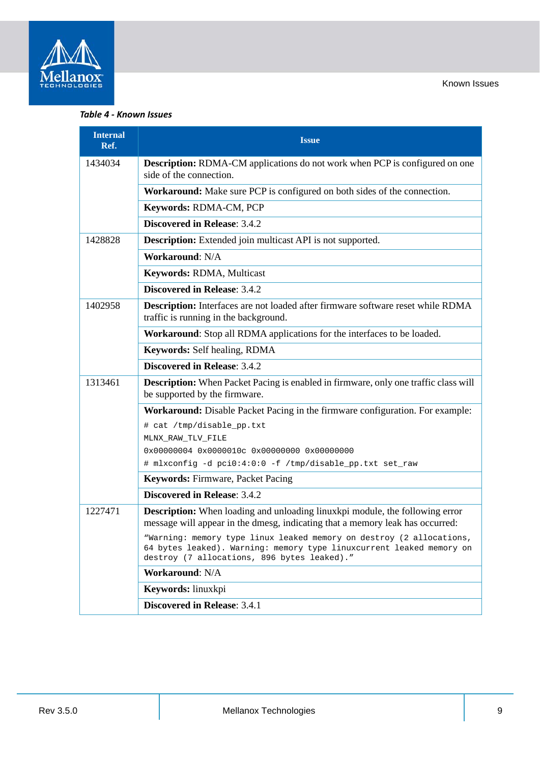*Table 4 - Known Issues*

| Internal Ref. | Issue |
|---|---|
| 1434034 | **Description:** RDMA-CM applications do not work when PCP is configured on one side of the connection. |
| | **Workaround:** Make sure PCP is configured on both sides of the connection. |
| | **Keywords:** RDMA-CM, PCP |
| | **Discovered in Release**: 3.4.2 |
| 1428828 | **Description:** Extended join multicast API is not supported. |
| | **Workaround**: N/A |
| | **Keywords:** RDMA, Multicast |
| | **Discovered in Release**: 3.4.2 |
| 1402958 | **Description:** Interfaces are not loaded after firmware software reset while RDMA traffic is running in the background. |
| | **Workaround**: Stop all RDMA applications for the interfaces to be loaded. |
| | **Keywords:** Self healing, RDMA |
| | **Discovered in Release**: 3.4.2 |
| 1313461 | **Description:** When Packet Pacing is enabled in firmware, only one traffic class will be supported by the firmware. |
| | **Workaround:** Disable Packet Pacing in the firmware configuration. For example:<br>`# cat /tmp/disable_pp.txt`<br>`MLNX_RAW_TLV_FILE`<br>`0x00000004 0x0000010c 0x00000000 0x00000000`<br>`# mlxconfig -d pci0:4:0:0 -f /tmp/disable_pp.txt set_raw` |
| | **Keywords:** Firmware, Packet Pacing |
| | **Discovered in Release**: 3.4.2 |
| 1227471 | **Description:** When loading and unloading linuxkpi module, the following error message will appear in the dmesg, indicating that a memory leak has occurred:<br>`“Warning: memory type linux leaked memory on destroy (2 allocations, 64 bytes leaked). Warning: memory type linuxcurrent leaked memory on destroy (7 allocations, 896 bytes leaked).”` |
| | **Workaround**: N/A |
| | **Keywords:** linuxkpi |
| | **Discovered in Release**: 3.4.1 |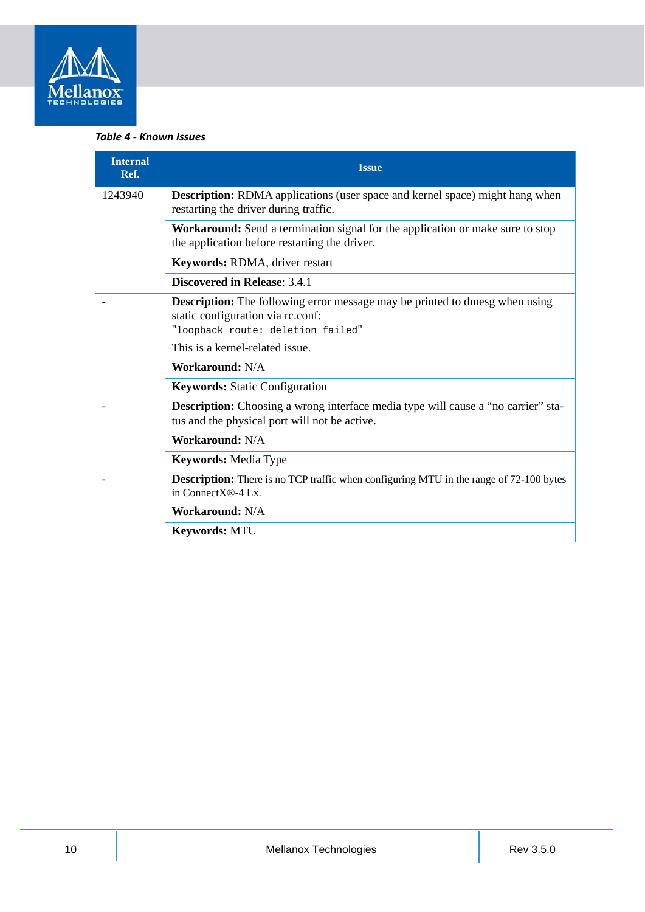*Table 4 - Known Issues*

| Internal Ref. | Issue |
|---|---|
| 1243940 | **Description:** RDMA applications (user space and kernel space) might hang when restarting the driver during traffic. |
| | **Workaround:** Send a termination signal for the application or make sure to stop the application before restarting the driver. |
| | **Keywords:** RDMA, driver restart |
| | **Discovered in Release**: 3.4.1 |
| - | **Description:** The following error message may be printed to dmesg when using static configuration via rc.conf: `"loopback_route: deletion failed"` This is a kernel-related issue. |
| | **Workaround:** N/A |
| | **Keywords:** Static Configuration |
| - | **Description:** Choosing a wrong interface media type will cause a “no carrier” status and the physical port will not be active. |
| | **Workaround:** N/A |
| | **Keywords:** Media Type |
| - | **Description:** There is no TCP traffic when configuring MTU in the range of 72-100 bytes in ConnectX®-4 Lx. |
| | **Workaround:** N/A |
| | **Keywords:** MTU |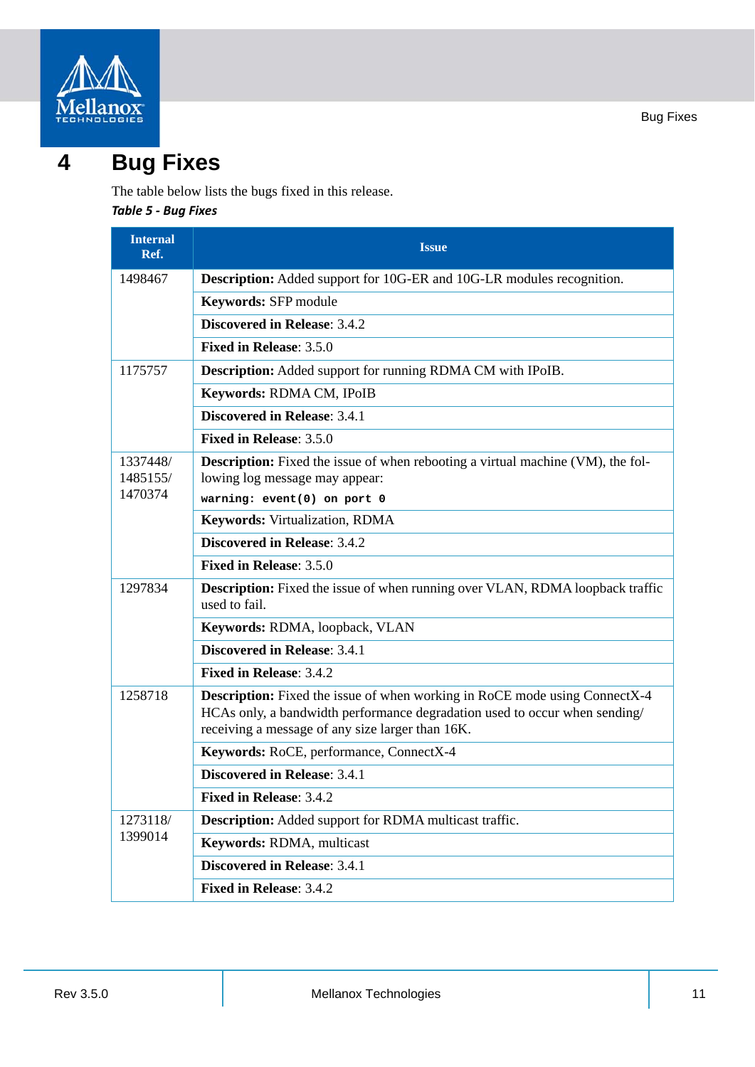# 4 Bug Fixes

The table below lists the bugs fixed in this release.

*Table 5 - Bug Fixes*

| Internal Ref. | Issue |
|---|---|
| 1498467 | **Description:** Added support for 10G-ER and 10G-LR modules recognition. |
| | **Keywords:** SFP module |
| | **Discovered in Release**: 3.4.2 |
| | **Fixed in Release**: 3.5.0 |
| 1175757 | **Description:** Added support for running RDMA CM with IPoIB. |
| | **Keywords:** RDMA CM, IPoIB |
| | **Discovered in Release**: 3.4.1 |
| | **Fixed in Release**: 3.5.0 |
| 1337448/ 1485155/ 1470374 | **Description:** Fixed the issue of when rebooting a virtual machine (VM), the following log message may appear: `warning: event(0) on port 0` |
| | **Keywords:** Virtualization, RDMA |
| | **Discovered in Release**: 3.4.2 |
| | **Fixed in Release**: 3.5.0 |
| 1297834 | **Description:** Fixed the issue of when running over VLAN, RDMA loopback traffic used to fail. |
| | **Keywords:** RDMA, loopback, VLAN |
| | **Discovered in Release**: 3.4.1 |
| | **Fixed in Release**: 3.4.2 |
| 1258718 | **Description:** Fixed the issue of when working in RoCE mode using ConnectX-4 HCAs only, a bandwidth performance degradation used to occur when sending/ receiving a message of any size larger than 16K. |
| | **Keywords:** RoCE, performance, ConnectX-4 |
| | **Discovered in Release**: 3.4.1 |
| | **Fixed in Release**: 3.4.2 |
| 1273118/ 1399014 | **Description:** Added support for RDMA multicast traffic. |
| | **Keywords:** RDMA, multicast |
| | **Discovered in Release**: 3.4.1 |
| | **Fixed in Release**: 3.4.2 |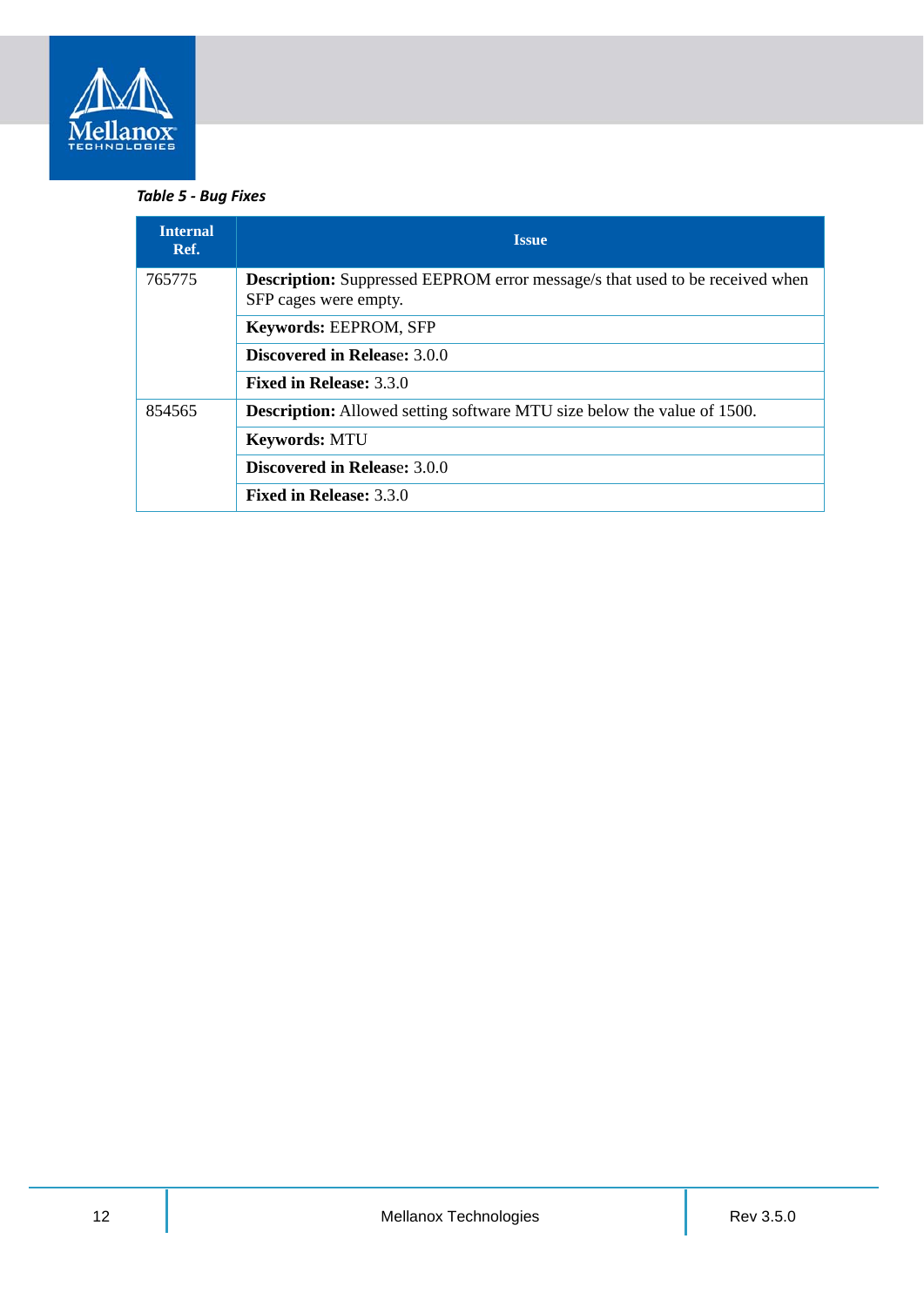*Table 5 - Bug Fixes*

| Internal Ref. | Issue |
|---|---|
| 765775 | **Description:** Suppressed EEPROM error message/s that used to be received when SFP cages were empty. |
| | **Keywords:** EEPROM, SFP |
| | **Discovered in Release:** 3.0.0 |
| | **Fixed in Release:** 3.3.0 |
| 854565 | **Description:** Allowed setting software MTU size below the value of 1500. |
| | **Keywords:** MTU |
| | **Discovered in Release:** 3.0.0 |
| | **Fixed in Release:** 3.3.0 |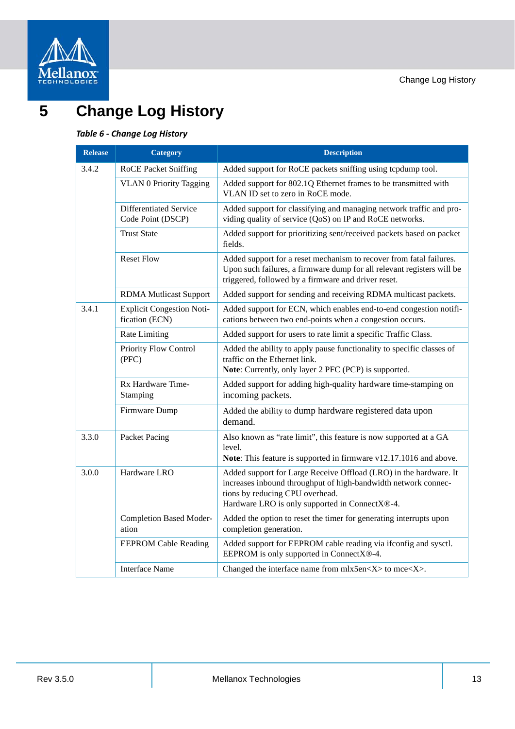# 5 Change Log History

*Table 6 - Change Log History*

| Release | Category | Description |
|---|---|---|
| 3.4.2 | RoCE Packet Sniffing | Added support for RoCE packets sniffing using tcpdump tool. |
| | VLAN 0 Priority Tagging | Added support for 802.1Q Ethernet frames to be transmitted with VLAN ID set to zero in RoCE mode. |
| | Differentiated Service Code Point (DSCP) | Added support for classifying and managing network traffic and providing quality of service (QoS) on IP and RoCE networks. |
| | Trust State | Added support for prioritizing sent/received packets based on packet fields. |
| | Reset Flow | Added support for a reset mechanism to recover from fatal failures. Upon such failures, a firmware dump for all relevant registers will be triggered, followed by a firmware and driver reset. |
| | RDMA Mutlicast Support | Added support for sending and receiving RDMA multicast packets. |
| 3.4.1 | Explicit Congestion Notification (ECN) | Added support for ECN, which enables end-to-end congestion notifications between two end-points when a congestion occurs. |
| | Rate Limiting | Added support for users to rate limit a specific Traffic Class. |
| | Priority Flow Control (PFC) | Added the ability to apply pause functionality to specific classes of traffic on the Ethernet link.<br>**Note**: Currently, only layer 2 PFC (PCP) is supported. |
| | Rx Hardware Time-Stamping | Added support for adding high-quality hardware time-stamping on incoming packets. |
| | Firmware Dump | Added the ability to dump hardware registered data upon demand. |
| 3.3.0 | Packet Pacing | Also known as "rate limit", this feature is now supported at a GA level.<br>**Note**: This feature is supported in firmware v12.17.1016 and above. |
| 3.0.0 | Hardware LRO | Added support for Large Receive Offload (LRO) in the hardware. It increases inbound throughput of high-bandwidth network connections by reducing CPU overhead.<br>Hardware LRO is only supported in ConnectX®-4. |
| | Completion Based Moderation | Added the option to reset the timer for generating interrupts upon completion generation. |
| | EEPROM Cable Reading | Added support for EEPROM cable reading via ifconfig and sysctl. EEPROM is only supported in ConnectX®-4. |
| | Interface Name | Changed the interface name from mlx5en<X> to mce<X>. |